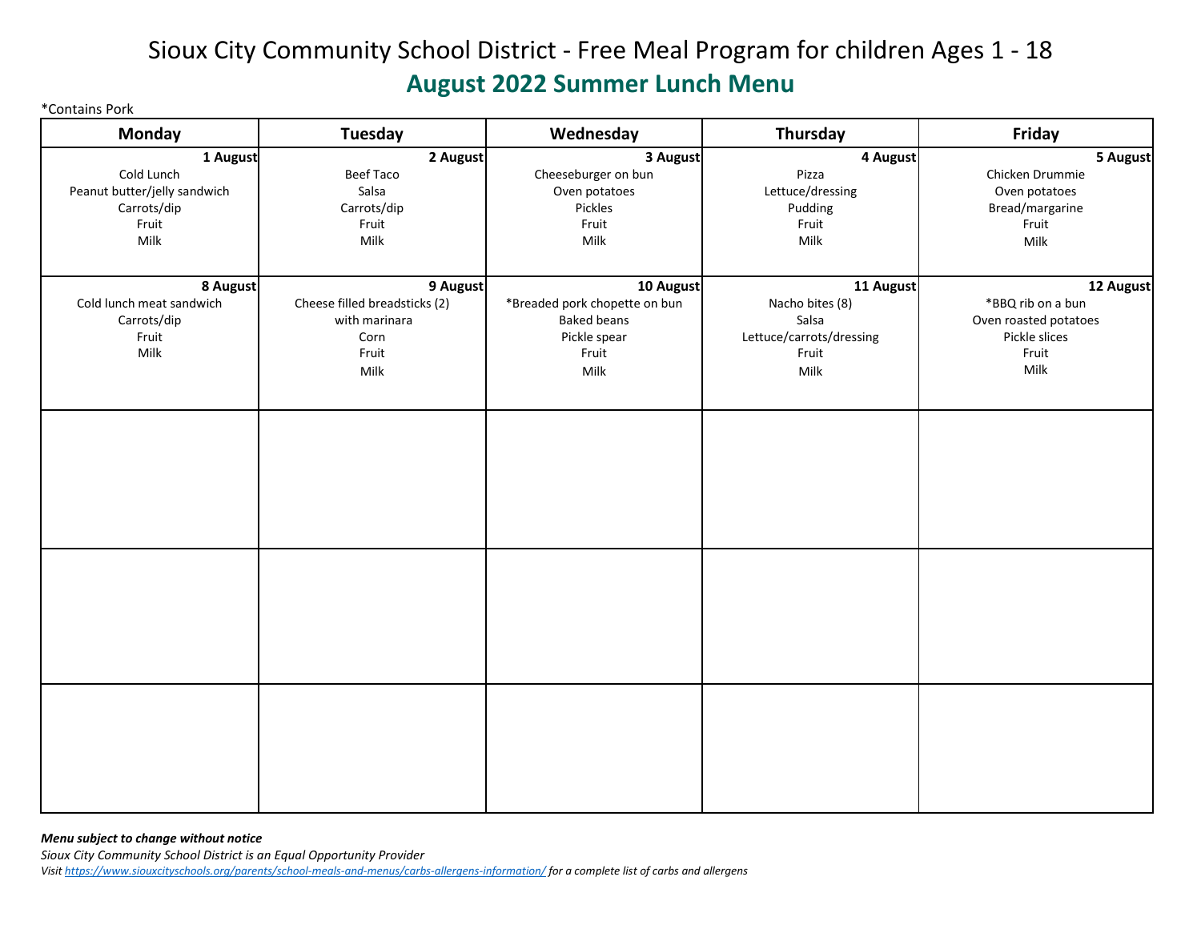# Sioux City Community School District - Free Meal Program for children Ages 1 - 18

## August 2022 Summer Lunch Menu

*Contains Pork

| Monday | Tuesday | Wednesday | Thursday | Friday |
|---|---|---|---|---|
| **1 August**<br>Cold Lunch<br>Peanut butter/jelly sandwich<br>Carrots/dip<br>Fruit<br>Milk | **2 August**<br>Beef Taco<br>Salsa<br>Carrots/dip<br>Fruit<br>Milk | **3 August**<br>Cheeseburger on bun<br>Oven potatoes<br>Pickles<br>Fruit<br>Milk | **4 August**<br>Pizza<br>Lettuce/dressing<br>Pudding<br>Fruit<br>Milk | **5 August**<br>Chicken Drummie<br>Oven potatoes<br>Bread/margarine<br>Fruit<br>Milk |
| **8 August**<br>Cold lunch meat sandwich<br>Carrots/dip<br>Fruit<br>Milk | **9 August**<br>Cheese filled breadsticks (2)<br>with marinara<br>Corn<br>Fruit<br>Milk | **10 August**<br>*Breaded pork chopette on bun<br>Baked beans<br>Pickle spear<br>Fruit<br>Milk | **11 August**<br>Nacho bites (8)<br>Salsa<br>Lettuce/carrots/dressing<br>Fruit<br>Milk | **12 August**<br>*BBQ rib on a bun<br>Oven roasted potatoes<br>Pickle slices<br>Fruit<br>Milk |
| | | | | |
| | | | | |
| | | | | |

***Menu subject to change without notice***

*Sioux City Community School District is an Equal Opportunity Provider*

*Visit https://www.siouxcityschools.org/parents/school-meals-and-menus/carbs-allergens-information/ for a complete list of carbs and allergens*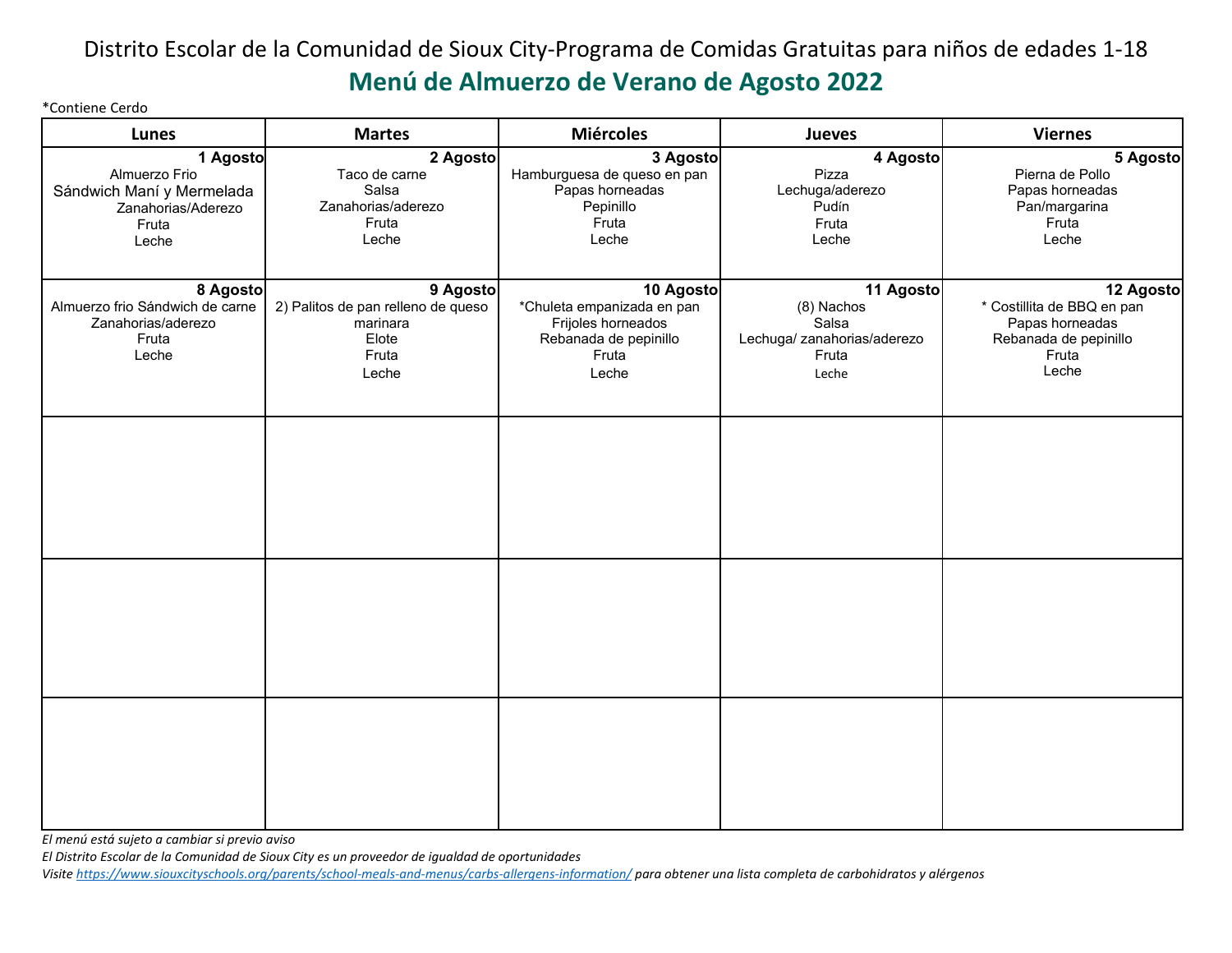Distrito Escolar de la Comunidad de Sioux City-Programa de Comidas Gratuitas para niños de edades 1-18

# Menú de Almuerzo de Verano de Agosto 2022

*Contiene Cerdo

| Lunes | Martes | Miércoles | Jueves | Viernes |
|---|---|---|---|---|
| **1 Agosto**<br>Almuerzo Frio<br>Sándwich Maní y Mermelada<br>Zanahorias/Aderezo<br>Fruta<br>Leche | **2 Agosto**<br>Taco de carne<br>Salsa<br>Zanahorias/aderezo<br>Fruta<br>Leche | **3 Agosto**<br>Hamburguesa de queso en pan<br>Papas horneadas<br>Pepinillo<br>Fruta<br>Leche | **4 Agosto**<br>Pizza<br>Lechuga/aderezo<br>Pudín<br>Fruta<br>Leche | **5 Agosto**<br>Pierna de Pollo<br>Papas horneadas<br>Pan/margarina<br>Fruta<br>Leche |
| **8 Agosto**<br>Almuerzo frio Sándwich de carne<br>Zanahorias/aderezo<br>Fruta<br>Leche | **9 Agosto**<br>2) Palitos de pan relleno de queso<br>marinara<br>Elote<br>Fruta<br>Leche | **10 Agosto**<br>*Chuleta empanizada en pan<br>Frijoles horneados<br>Rebanada de pepinillo<br>Fruta<br>Leche | **11 Agosto**<br>(8) Nachos<br>Salsa<br>Lechuga/ zanahorias/aderezo<br>Fruta<br>Leche | **12 Agosto**<br>* Costillita de BBQ en pan<br>Papas horneadas<br>Rebanada de pepinillo<br>Fruta<br>Leche |
| | | | | |
| | | | | |
| | | | | |

*El menú está sujeto a cambiar si previo aviso*

*El Distrito Escolar de la Comunidad de Sioux City es un proveedor de igualdad de oportunidades*

*Visite https://www.siouxcityschools.org/parents/school-meals-and-menus/carbs-allergens-information/ para obtener una lista completa de carbohidratos y alérgenos*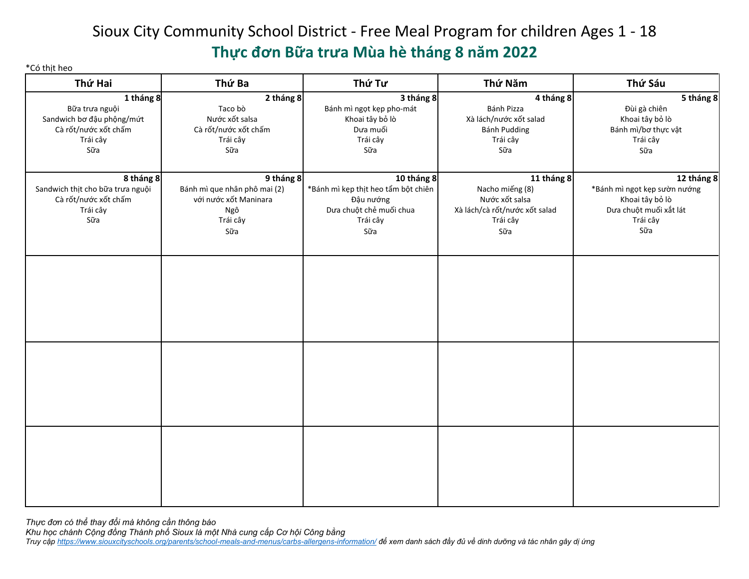# Sioux City Community School District - Free Meal Program for children Ages 1 - 18

## Thực đơn Bữa trưa Mùa hè tháng 8 năm 2022

*Có thịt heo

| Thứ Hai | Thứ Ba | Thứ Tư | Thứ Năm | Thứ Sáu |
|---|---|---|---|---|
| **1 tháng 8**<br>Bữa trưa nguội<br>Sandwich bơ đậu phộng/mứt<br>Cà rốt/nước xốt chấm<br>Trái cây<br>Sữa | **2 tháng 8**<br>Taco bò<br>Nước xốt salsa<br>Cà rốt/nước xốt chấm<br>Trái cây<br>Sữa | **3 tháng 8**<br>Bánh mì ngọt kẹp pho-mát<br>Khoai tây bỏ lò<br>Dưa muối<br>Trái cây<br>Sữa | **4 tháng 8**<br>Bánh Pizza<br>Xà lách/nước xốt salad<br>Bánh Pudding<br>Trái cây<br>Sữa | **5 tháng 8**<br>Đùi gà chiên<br>Khoai tây bỏ lò<br>Bánh mì/bơ thực vật<br>Trái cây<br>Sữa |
| **8 tháng 8**<br>Sandwich thịt cho bữa trưa nguội<br>Cà rốt/nước xốt chấm<br>Trái cây<br>Sữa | **9 tháng 8**<br>Bánh mì que nhân phô mai (2)<br>với nước xốt Maninara<br>Ngô<br>Trái cây<br>Sữa | **10 tháng 8**<br>*Bánh mì kẹp thịt heo tẩm bột chiên<br>Đậu nướng<br>Dưa chuột chẻ muối chua<br>Trái cây<br>Sữa | **11 tháng 8**<br>Nacho miếng (8)<br>Nước xốt salsa<br>Xà lách/cà rốt/nước xốt salad<br>Trái cây<br>Sữa | **12 tháng 8**<br>*Bánh mì ngọt kẹp sườn nướng<br>Khoai tây bỏ lò<br>Dưa chuột muối xắt lát<br>Trái cây<br>Sữa |
| | | | | |
| | | | | |
| | | | | |

*Thực đơn có thể thay đổi mà không cần thông báo*

*Khu học chánh Cộng đồng Thành phố Sioux là một Nhà cung cấp Cơ hội Công bằng*

*Truy cập https://www.siouxcityschools.org/parents/school-meals-and-menus/carbs-allergens-information/ để xem danh sách đầy đủ về dinh dưỡng và tác nhân gây dị ứng*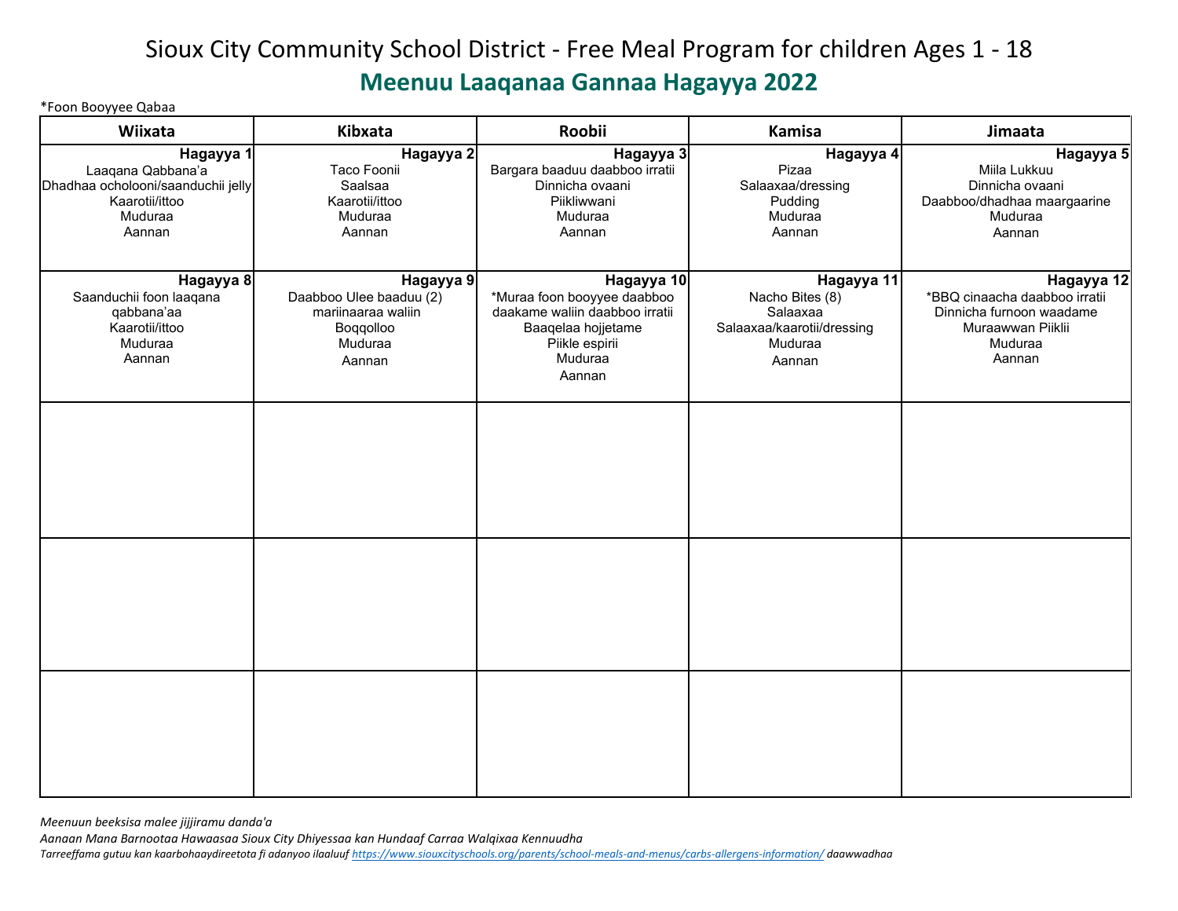# Sioux City Community School District - Free Meal Program for children Ages 1 - 18

## Meenuu Laaqanaa Gannaa Hagayya 2022

*Foon Booyyee Qabaa

| Wiixata | Kibxata | Roobii | Kamisa | Jimaata |
|---|---|---|---|---|
| **Hagayya 1**<br>Laaqana Qabbana'a<br>Dhadhaa ocholooni/saanduchii jelly<br>Kaarotii/ittoo<br>Muduraa<br>Aannan | **Hagayya 2**<br>Taco Foonii<br>Saalsaa<br>Kaarotii/ittoo<br>Muduraa<br>Aannan | **Hagayya 3**<br>Bargara baaduu daabboo irratii<br>Dinnicha ovaani<br>Piikliwwani<br>Muduraa<br>Aannan | **Hagayya 4**<br>Pizaa<br>Salaaxaa/dressing<br>Pudding<br>Muduraa<br>Aannan | **Hagayya 5**<br>Miila Lukkuu<br>Dinnicha ovaani<br>Daabboo/dhadhaa maargaarine<br>Muduraa<br>Aannan |
| **Hagayya 8**<br>Saanduchii foon laaqana qabbana'aa<br>Kaarotii/ittoo<br>Muduraa<br>Aannan | **Hagayya 9**<br>Daabboo Ulee baaduu (2) mariinaaraa waliin<br>Boqqolloo<br>Muduraa<br>Aannan | **Hagayya 10**<br>*Muraa foon booyyee daabboo daakame waliin daabboo irratii<br>Baaqelaa hojjetame<br>Piikle espirii<br>Muduraa<br>Aannan | **Hagayya 11**<br>Nacho Bites (8)<br>Salaaxaa<br>Salaaxaa/kaarotii/dressing<br>Muduraa<br>Aannan | **Hagayya 12**<br>*BBQ cinaacha daabboo irratii<br>Dinnicha furnoon waadame<br>Muraawwan Piiklii<br>Muduraa<br>Aannan |
| | | | | |
| | | | | |
| | | | | |

*Meenuun beeksisa malee jijjiiramu danda'a*

*Aanaan Mana Barnootaa Hawaasaa Sioux City Dhiyessaa kan Hundaaf Carraa Walqixaa Kennuudha*

*Tarreeffama gutuu kan kaarbohaaydireetota fi adanyoo ilaaluuf https://www.siouxcityschools.org/parents/school-meals-and-menus/carbs-allergens-information/ daawwadhaa*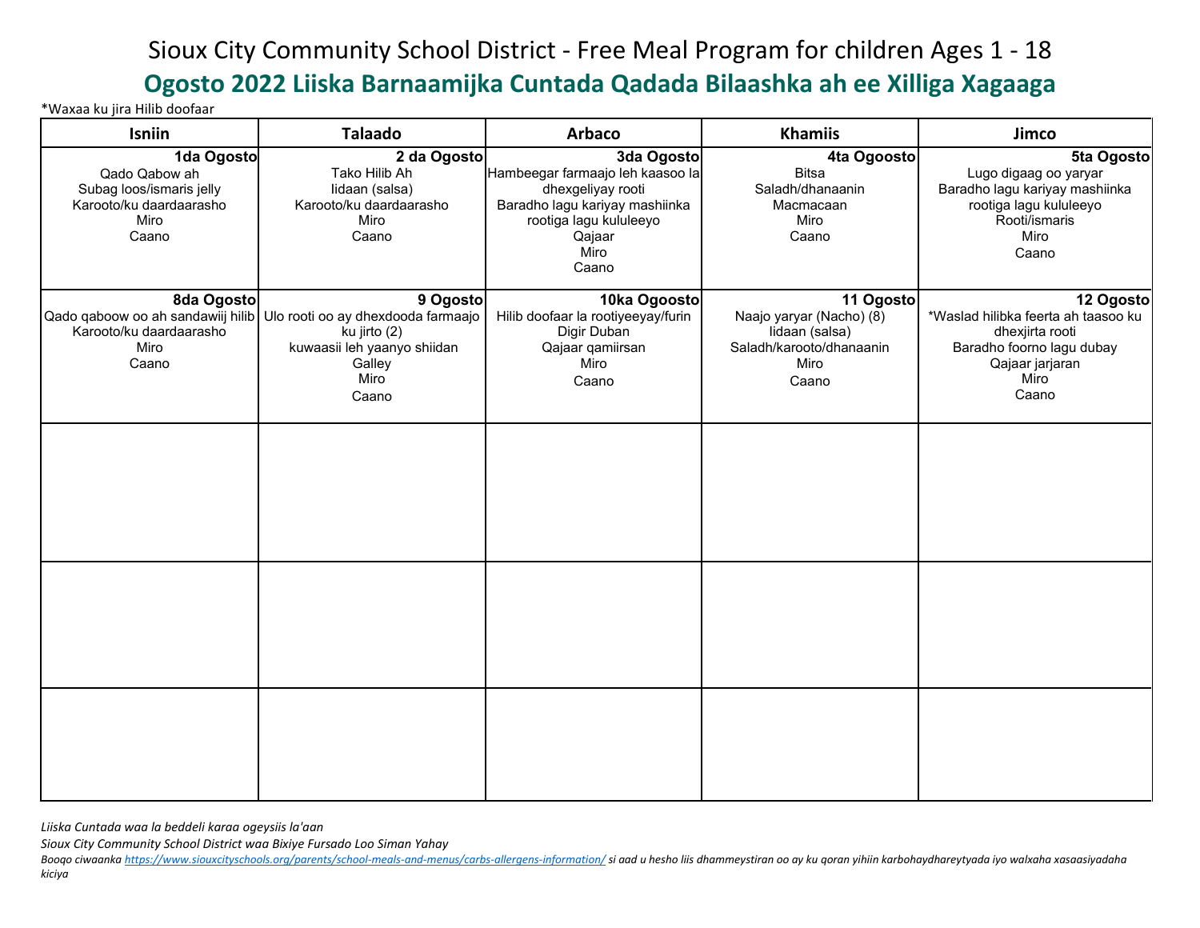# Sioux City Community School District - Free Meal Program for children Ages 1 - 18

## Ogosto 2022 Liiska Barnaamijka Cuntada Qadada Bilaashka ah ee Xilliga Xagaaga

*Waxaa ku jira Hilib doofaar

| Isniin | Talaado | Arbaco | Khamiis | Jimco |
|---|---|---|---|---|
| **1da Ogosto**<br>Qado Qabow ah<br>Subag loos/ismaris jelly<br>Karooto/ku daardaarasho<br>Miro<br>Caano | **2 da Ogosto**<br>Tako Hilib Ah<br>Iidaan (salsa)<br>Karooto/ku daardaarasho<br>Miro<br>Caano | **3da Ogosto**<br>Hambeegar farmaajo leh kaasoo la dhexgeliyay rooti<br>Baradho lagu kariyay mashiinka rootiga lagu kululeeyo<br>Qajaar<br>Miro<br>Caano | **4ta Ogoosto**<br>Bitsa<br>Saladh/dhanaanin<br>Macmacaan<br>Miro<br>Caano | **5ta Ogosto**<br>Lugo digaag oo yaryar<br>Baradho lagu kariyay mashiinka rootiga lagu kululeeyo<br>Rooti/ismaris<br>Miro<br>Caano |
| **8da Ogosto**<br>Qado qaboow oo ah sandawiij hilib<br>Karooto/ku daardaarasho<br>Miro<br>Caano | **9 Ogosto**<br>Ulo rooti oo ay dhexdooda farmaajo ku jirto (2)<br>kuwaasii leh yaanyo shiidan<br>Galley<br>Miro<br>Caano | **10ka Ogoosto**<br>Hilib doofaar la rootiyeeyay/furin<br>Digir Duban<br>Qajaar qamiirsan<br>Miro<br>Caano | **11 Ogosto**<br>Naajo yaryar (Nacho) (8)<br>Iidaan (salsa)<br>Saladh/karooto/dhanaanin<br>Miro<br>Caano | **12 Ogosto**<br>*Waslad hilibka feerta ah taasoo ku dhexjirta rooti<br>Baradho foorno lagu dubay<br>Qajaar jarjaran<br>Miro<br>Caano |
| | | | | |
| | | | | |
| | | | | |

*Liiska Cuntada waa la beddeli karaa ogeysiis la'aan*

*Sioux City Community School District waa Bixiye Fursado Loo Siman Yahay*

*Booqo ciwaanka https://www.siouxcityschools.org/parents/school-meals-and-menus/carbs-allergens-information/ si aad u hesho liis dhammeystiran oo ay ku qoran yihiin karbohaydhareytyada iyo walxaha xasaasiyadaha kiciya*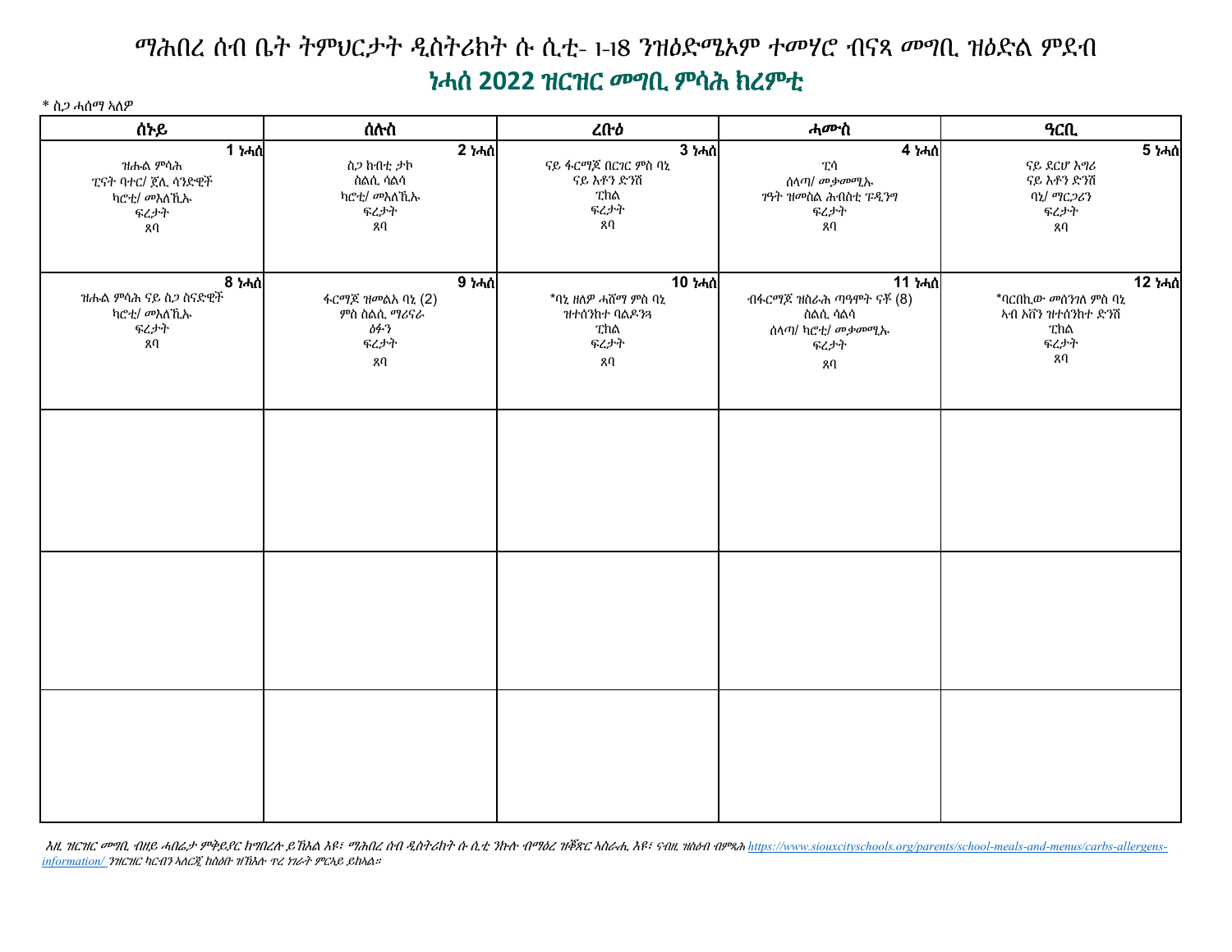# ማሕበረ ሰብ ቤት ትምህርታት ዲስትሪክት ሱ ሲቲ- 1-18 ንዝዕድሜኦም ተመሃሮ ብናጻ መግቢ ዝዕድል ምደብ

## ነሓሰ 2022 ዝርዝር መግቢ ምሳሕ ክረምቲ

* ስጋ ሓሰማ ኣለዎ

| ሰኑይ | ሰሉስ | ረቡዕ | ሓሙስ | ዓርቢ |
|---|---|---|---|---|
| **1 ነሓሰ**<br>ዝሑል ምሳሕ<br>ፒናት ባተር/ ጀሊ ሳንድዊች<br>ካሮቲ/ መእለኺኡ<br>ፍረታት<br>ጸባ | **2 ነሓሰ**<br>ስጋ ክብቲ ታኮ<br>ስልሲ ሳልሳ<br>ካሮቲ/ መእለኺኡ<br>ፍረታት<br>ጸባ | **3 ነሓሰ**<br>ናይ ፋርማጆ በርገር ምስ ባኒ<br>ናይ እቶን ድንሽ<br>ፒክል<br>ፍረታት<br>ጸባ | **4 ነሓሰ**<br>ፒሳ<br>ሰላጣ/ መቃመሚኡ<br>ገዓት ዝመስል ሕብስቲ ፑዲንግ<br>ፍረታት<br>ጸባ | **5 ነሓሰ**<br>ናይ ደርሆ እግሪ<br>ናይ እቶን ድንሽ<br>ባኒ/ ማርጋሪን<br>ፍረታት<br>ጸባ |
| **8 ነሓሰ**<br>ዝሑል ምሳሕ ናይ ስጋ ስናድዊች<br>ካሮቲ/ መእለኺኡ<br>ፍረታት<br>ጸባ | **9 ነሓሰ**<br>ፋርማጆ ዝመልአ ባኒ (2)<br>ምስ ስልሲ ማሪናራ<br>ዕፉን<br>ፍረታት<br>ጸባ | **10 ነሓሰ**<br>*ባኒ ዘለዎ ሓሽማ ምስ ባኒ<br>ዝተሰንከተ ባልዶንዓ<br>ፒክል<br>ፍረታት<br>ጸባ | **11 ነሓሰ**<br>ብፋርማጆ ዝስራሕ ጣዓሞት ናቾ (8)<br>ስልሲ ሳልሳ<br>ሰላጣ/ ካሮቲ/ መቃመሚኡ<br>ፍረታት<br>ጸባ | **12 ነሓሰ**<br>*ባርበኪው መሰንገለ ምስ ባኒ<br>ኣብ ኦቨን ዝተሰንከተ ድንሽ<br>ፒክል<br>ፍረታት<br>ጸባ |
| | | | | |
| | | | | |
| | | | | |

*እዚ ዝርዝር መግቢ ብዘይ ሓበሬታ ምቅይያር ክግበረሉ ይኽእል እዩ፣ ማሕበረ ሰብ ዲስትሪክት ሱ ሲቲ ንክሉ ብማዕረ ዝቐጽር ኣሰራሒ እዩ፣ ናብዚ ዝስዕብ ብምጻሕ [https://www.siouxcityschools.org/parents/school-meals-and-menus/carbs-allergens-information/](https://www.siouxcityschools.org/parents/school-meals-and-menus/carbs-allergens-information/) ንዝርዝር ካርብን ኣለርጂ ክስዕቡ ዝኽእሉ ጥረ ነገራት ምርኣይ ይከኣል።*